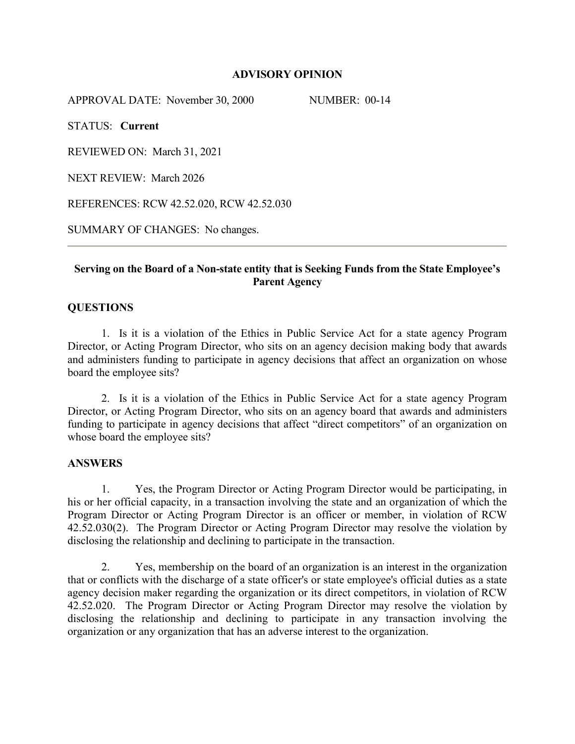## ADVISORY OPINION

APPROVAL DATE: November 30, 2000 NUMBER: 00-14

STATUS: **Current**

REVIEWED ON: March 31, 2021

NEXT REVIEW: March 2026

REFERENCES: RCW 42.52.020, RCW 42.52.030

SUMMARY OF CHANGES: No changes.

---

### Serving on the Board of a Non-state entity that is Seeking Funds from the State Employee's Parent Agency

### QUESTIONS

1. Is it is a violation of the Ethics in Public Service Act for a state agency Program Director, or Acting Program Director, who sits on an agency decision making body that awards and administers funding to participate in agency decisions that affect an organization on whose board the employee sits?

2. Is it is a violation of the Ethics in Public Service Act for a state agency Program Director, or Acting Program Director, who sits on an agency board that awards and administers funding to participate in agency decisions that affect "direct competitors" of an organization on whose board the employee sits?

### ANSWERS

1. Yes, the Program Director or Acting Program Director would be participating, in his or her official capacity, in a transaction involving the state and an organization of which the Program Director or Acting Program Director is an officer or member, in violation of RCW 42.52.030(2). The Program Director or Acting Program Director may resolve the violation by disclosing the relationship and declining to participate in the transaction.

2. Yes, membership on the board of an organization is an interest in the organization that or conflicts with the discharge of a state officer's or state employee's official duties as a state agency decision maker regarding the organization or its direct competitors, in violation of RCW 42.52.020. The Program Director or Acting Program Director may resolve the violation by disclosing the relationship and declining to participate in any transaction involving the organization or any organization that has an adverse interest to the organization.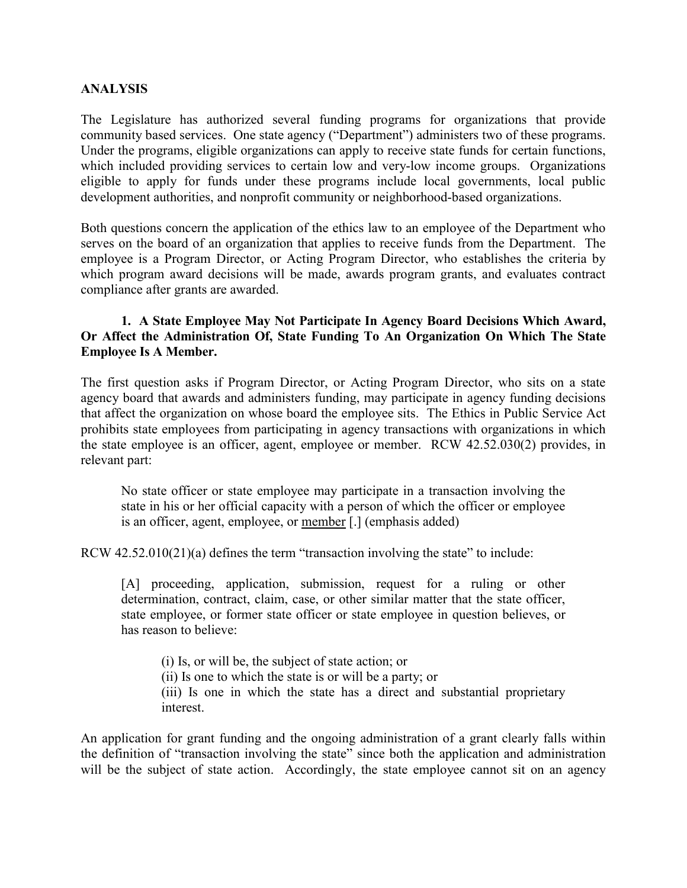**ANALYSIS**

The Legislature has authorized several funding programs for organizations that provide community based services. One state agency ("Department") administers two of these programs. Under the programs, eligible organizations can apply to receive state funds for certain functions, which included providing services to certain low and very-low income groups. Organizations eligible to apply for funds under these programs include local governments, local public development authorities, and nonprofit community or neighborhood-based organizations.

Both questions concern the application of the ethics law to an employee of the Department who serves on the board of an organization that applies to receive funds from the Department. The employee is a Program Director, or Acting Program Director, who establishes the criteria by which program award decisions will be made, awards program grants, and evaluates contract compliance after grants are awarded.

**1. A State Employee May Not Participate In Agency Board Decisions Which Award, Or Affect the Administration Of, State Funding To An Organization On Which The State Employee Is A Member.**

The first question asks if Program Director, or Acting Program Director, who sits on a state agency board that awards and administers funding, may participate in agency funding decisions that affect the organization on whose board the employee sits. The Ethics in Public Service Act prohibits state employees from participating in agency transactions with organizations in which the state employee is an officer, agent, employee or member. RCW 42.52.030(2) provides, in relevant part:

> No state officer or state employee may participate in a transaction involving the state in his or her official capacity with a person of which the officer or employee is an officer, agent, employee, or <u>member</u> [.] (emphasis added)

RCW 42.52.010(21)(a) defines the term "transaction involving the state" to include:

> [A] proceeding, application, submission, request for a ruling or other determination, contract, claim, case, or other similar matter that the state officer, state employee, or former state officer or state employee in question believes, or has reason to believe:
>
> (i) Is, or will be, the subject of state action; or
> (ii) Is one to which the state is or will be a party; or
> (iii) Is one in which the state has a direct and substantial proprietary interest.

An application for grant funding and the ongoing administration of a grant clearly falls within the definition of "transaction involving the state" since both the application and administration will be the subject of state action. Accordingly, the state employee cannot sit on an agency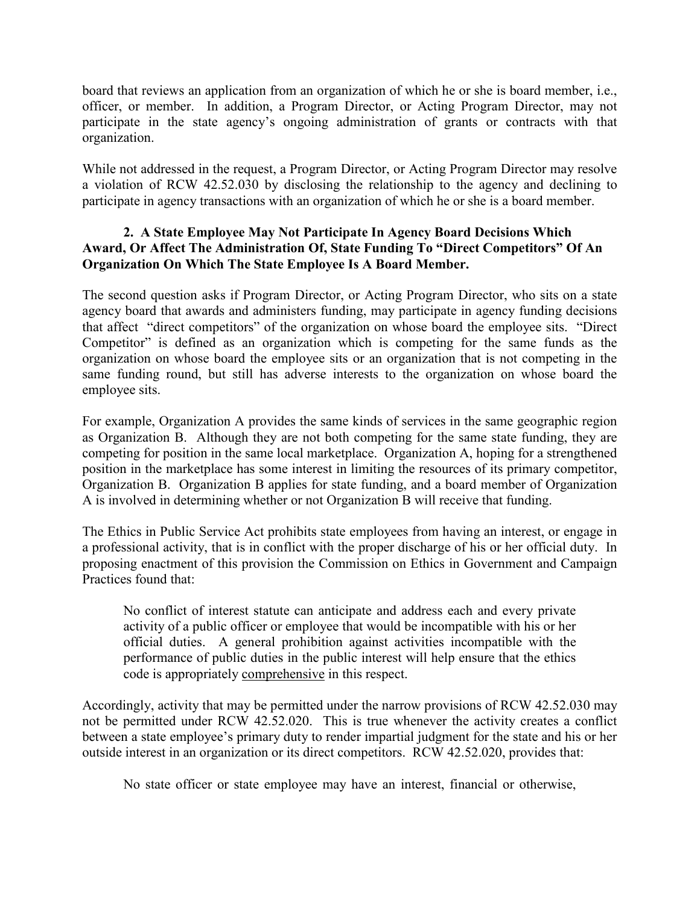board that reviews an application from an organization of which he or she is board member, i.e., officer, or member. In addition, a Program Director, or Acting Program Director, may not participate in the state agency's ongoing administration of grants or contracts with that organization.

While not addressed in the request, a Program Director, or Acting Program Director may resolve a violation of RCW 42.52.030 by disclosing the relationship to the agency and declining to participate in agency transactions with an organization of which he or she is a board member.

**2. A State Employee May Not Participate In Agency Board Decisions Which Award, Or Affect The Administration Of, State Funding To "Direct Competitors" Of An Organization On Which The State Employee Is A Board Member.**

The second question asks if Program Director, or Acting Program Director, who sits on a state agency board that awards and administers funding, may participate in agency funding decisions that affect "direct competitors" of the organization on whose board the employee sits. "Direct Competitor" is defined as an organization which is competing for the same funds as the organization on whose board the employee sits or an organization that is not competing in the same funding round, but still has adverse interests to the organization on whose board the employee sits.

For example, Organization A provides the same kinds of services in the same geographic region as Organization B. Although they are not both competing for the same state funding, they are competing for position in the same local marketplace. Organization A, hoping for a strengthened position in the marketplace has some interest in limiting the resources of its primary competitor, Organization B. Organization B applies for state funding, and a board member of Organization A is involved in determining whether or not Organization B will receive that funding.

The Ethics in Public Service Act prohibits state employees from having an interest, or engage in a professional activity, that is in conflict with the proper discharge of his or her official duty. In proposing enactment of this provision the Commission on Ethics in Government and Campaign Practices found that:

> No conflict of interest statute can anticipate and address each and every private activity of a public officer or employee that would be incompatible with his or her official duties. A general prohibition against activities incompatible with the performance of public duties in the public interest will help ensure that the ethics code is appropriately <u>comprehensive</u> in this respect.

Accordingly, activity that may be permitted under the narrow provisions of RCW 42.52.030 may not be permitted under RCW 42.52.020. This is true whenever the activity creates a conflict between a state employee's primary duty to render impartial judgment for the state and his or her outside interest in an organization or its direct competitors. RCW 42.52.020, provides that:

> No state officer or state employee may have an interest, financial or otherwise,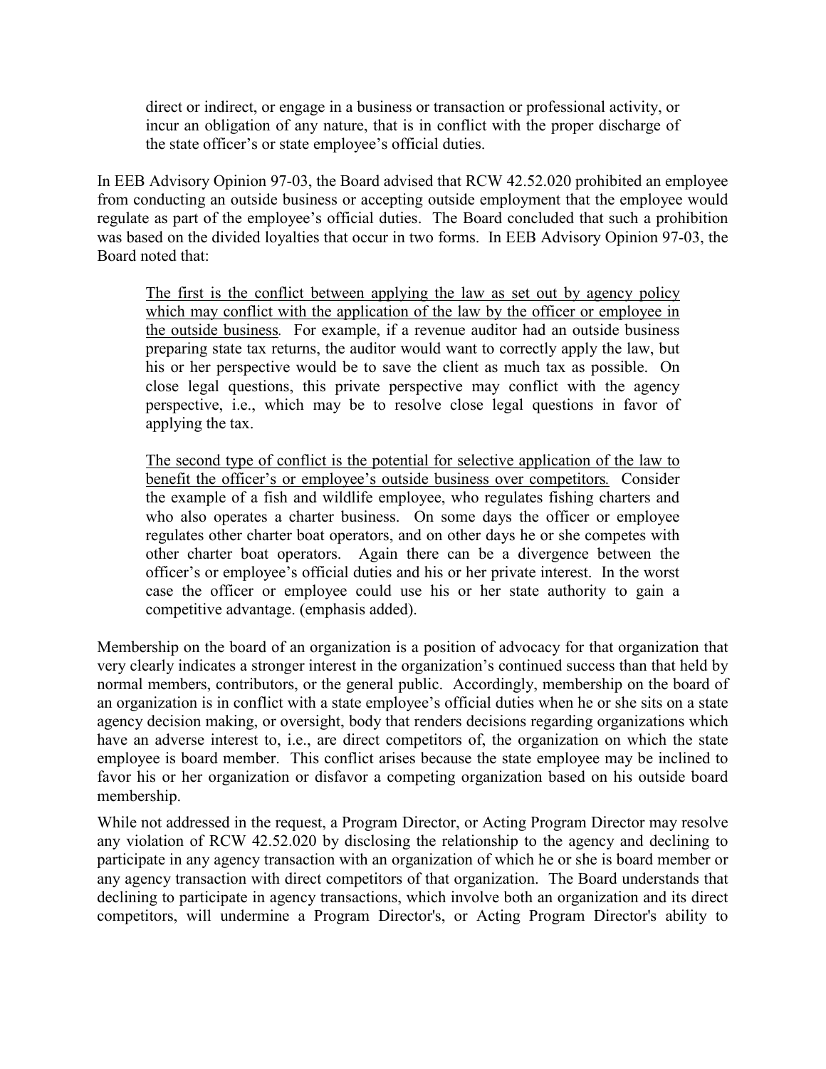> direct or indirect, or engage in a business or transaction or professional activity, or incur an obligation of any nature, that is in conflict with the proper discharge of the state officer's or state employee's official duties.

In EEB Advisory Opinion 97-03, the Board advised that RCW 42.52.020 prohibited an employee from conducting an outside business or accepting outside employment that the employee would regulate as part of the employee's official duties. The Board concluded that such a prohibition was based on the divided loyalties that occur in two forms. In EEB Advisory Opinion 97-03, the Board noted that:

> <u>The first is the conflict between applying the law as set out by agency policy which may conflict with the application of the law by the officer or employee in the outside business</u>*.* For example, if a revenue auditor had an outside business preparing state tax returns, the auditor would want to correctly apply the law, but his or her perspective would be to save the client as much tax as possible. On close legal questions, this private perspective may conflict with the agency perspective, i.e., which may be to resolve close legal questions in favor of applying the tax.
>
> <u>The second type of conflict is the potential for selective application of the law to benefit the officer's or employee's outside business over competitors</u>*.* Consider the example of a fish and wildlife employee, who regulates fishing charters and who also operates a charter business. On some days the officer or employee regulates other charter boat operators, and on other days he or she competes with other charter boat operators. Again there can be a divergence between the officer's or employee's official duties and his or her private interest. In the worst case the officer or employee could use his or her state authority to gain a competitive advantage. (emphasis added).

Membership on the board of an organization is a position of advocacy for that organization that very clearly indicates a stronger interest in the organization's continued success than that held by normal members, contributors, or the general public. Accordingly, membership on the board of an organization is in conflict with a state employee's official duties when he or she sits on a state agency decision making, or oversight, body that renders decisions regarding organizations which have an adverse interest to, i.e., are direct competitors of, the organization on which the state employee is board member. This conflict arises because the state employee may be inclined to favor his or her organization or disfavor a competing organization based on his outside board membership.

While not addressed in the request, a Program Director, or Acting Program Director may resolve any violation of RCW 42.52.020 by disclosing the relationship to the agency and declining to participate in any agency transaction with an organization of which he or she is board member or any agency transaction with direct competitors of that organization. The Board understands that declining to participate in agency transactions, which involve both an organization and its direct competitors, will undermine a Program Director's, or Acting Program Director's ability to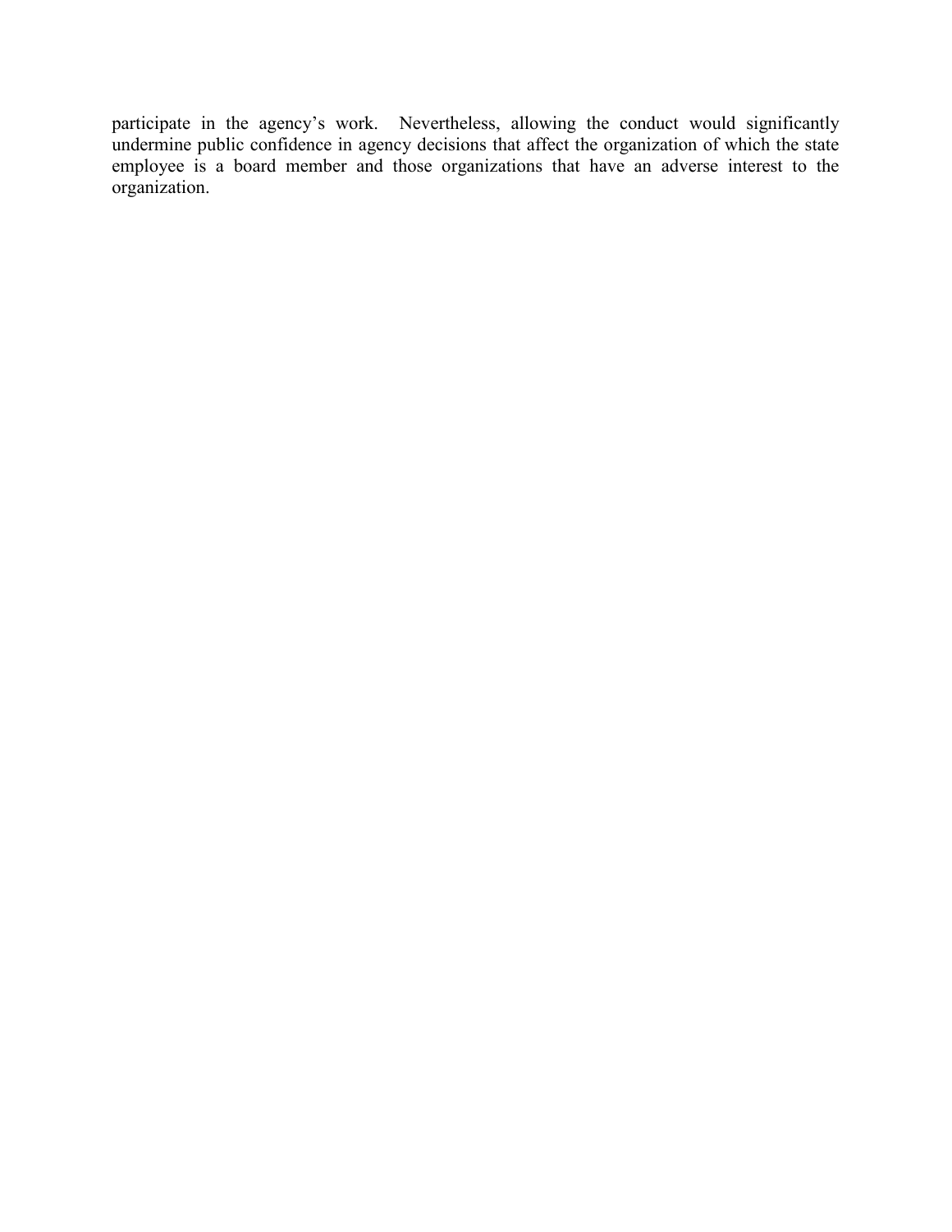participate in the agency's work. Nevertheless, allowing the conduct would significantly undermine public confidence in agency decisions that affect the organization of which the state employee is a board member and those organizations that have an adverse interest to the organization.